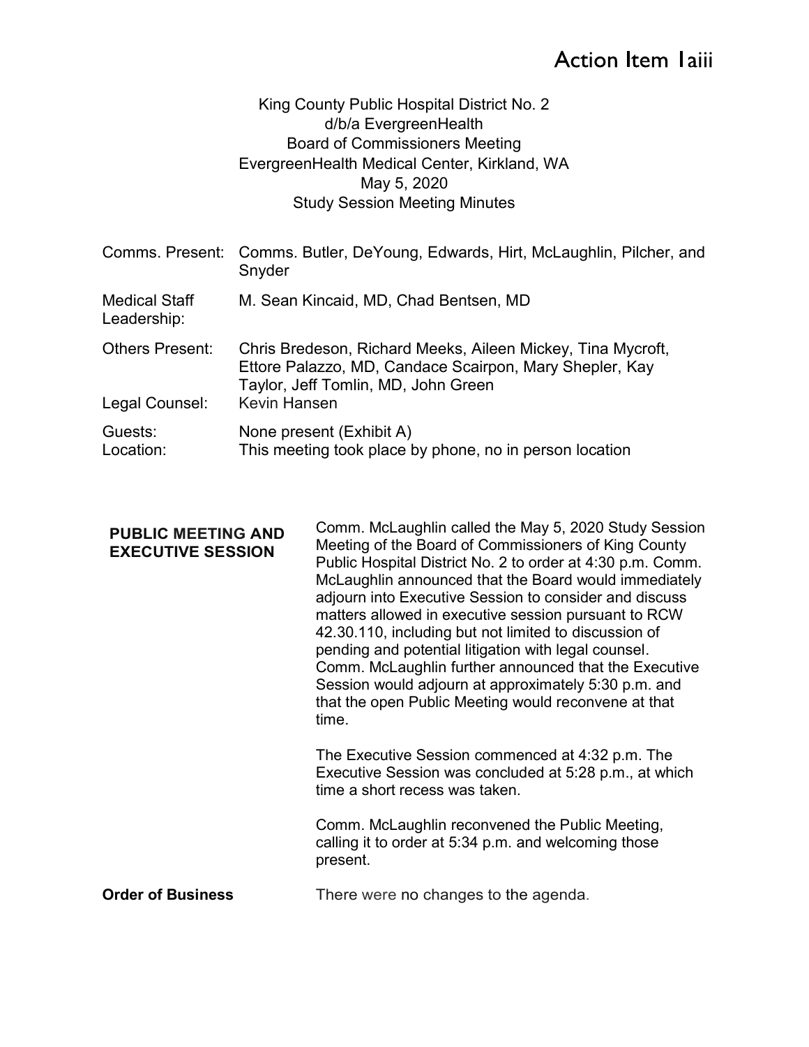# Action Item 1aiii

King County Public Hospital District No. 2
d/b/a EvergreenHealth
Board of Commissioners Meeting
EvergreenHealth Medical Center, Kirkland, WA
May 5, 2020
Study Session Meeting Minutes

| | |
|---|---|
| Comms. Present: | Comms. Butler, DeYoung, Edwards, Hirt, McLaughlin, Pilcher, and Snyder |
| Medical Staff Leadership: | M. Sean Kincaid, MD, Chad Bentsen, MD |
| Others Present: | Chris Bredeson, Richard Meeks, Aileen Mickey, Tina Mycroft, Ettore Palazzo, MD, Candace Scairpon, Mary Shepler, Kay Taylor, Jeff Tomlin, MD, John Green |
| Legal Counsel: | Kevin Hansen |
| Guests: | None present (Exhibit A) |
| Location: | This meeting took place by phone, no in person location |

**PUBLIC MEETING AND EXECUTIVE SESSION**

Comm. McLaughlin called the May 5, 2020 Study Session Meeting of the Board of Commissioners of King County Public Hospital District No. 2 to order at 4:30 p.m. Comm. McLaughlin announced that the Board would immediately adjourn into Executive Session to consider and discuss matters allowed in executive session pursuant to RCW 42.30.110, including but not limited to discussion of pending and potential litigation with legal counsel. Comm. McLaughlin further announced that the Executive Session would adjourn at approximately 5:30 p.m. and that the open Public Meeting would reconvene at that time.

The Executive Session commenced at 4:32 p.m. The Executive Session was concluded at 5:28 p.m., at which time a short recess was taken.

Comm. McLaughlin reconvened the Public Meeting, calling it to order at 5:34 p.m. and welcoming those present.

**Order of Business**

There were no changes to the agenda.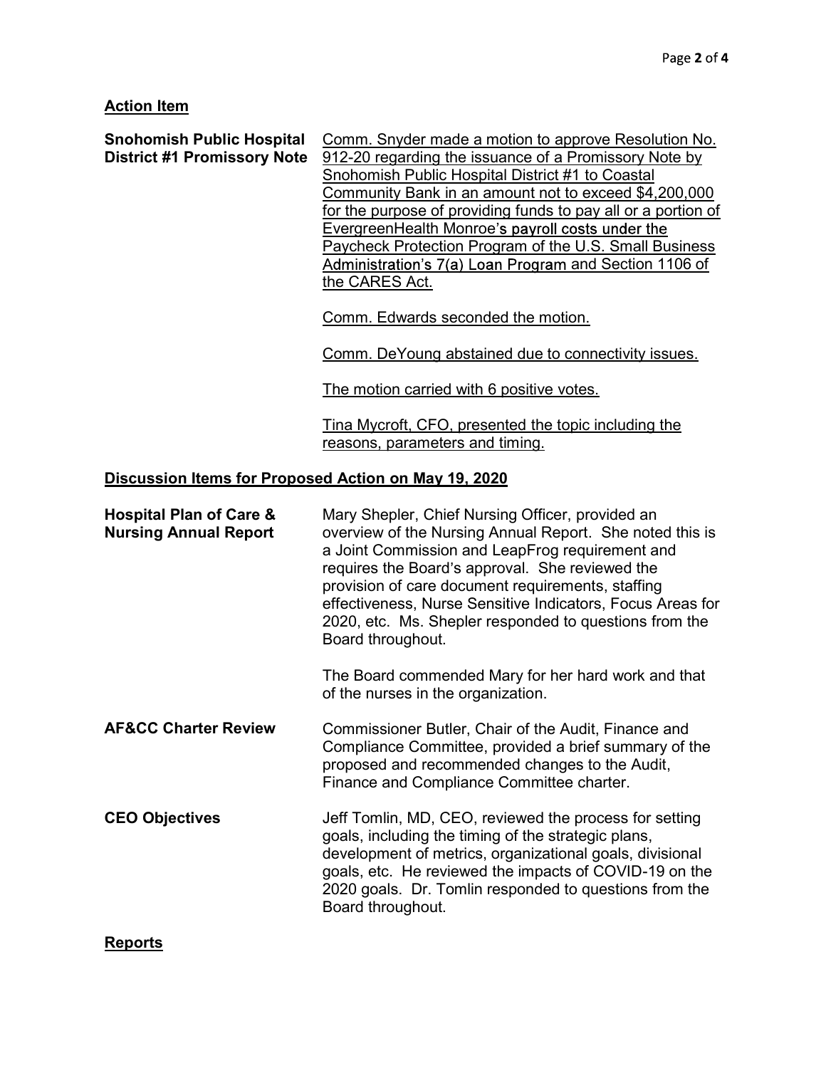## Action Item

**Snohomish Public Hospital District #1 Promissory Note**

Comm. Snyder made a motion to approve Resolution No. 912-20 regarding the issuance of a Promissory Note by Snohomish Public Hospital District #1 to Coastal Community Bank in an amount not to exceed $4,200,000 for the purpose of providing funds to pay all or a portion of EvergreenHealth Monroe's payroll costs under the Paycheck Protection Program of the U.S. Small Business Administration's 7(a) Loan Program and Section 1106 of the CARES Act.

Comm. Edwards seconded the motion.

Comm. DeYoung abstained due to connectivity issues.

The motion carried with 6 positive votes.

Tina Mycroft, CFO, presented the topic including the reasons, parameters and timing.

## Discussion Items for Proposed Action on May 19, 2020

**Hospital Plan of Care & Nursing Annual Report**

Mary Shepler, Chief Nursing Officer, provided an overview of the Nursing Annual Report. She noted this is a Joint Commission and LeapFrog requirement and requires the Board's approval. She reviewed the provision of care document requirements, staffing effectiveness, Nurse Sensitive Indicators, Focus Areas for 2020, etc. Ms. Shepler responded to questions from the Board throughout.

The Board commended Mary for her hard work and that of the nurses in the organization.

**AF&CC Charter Review**

Commissioner Butler, Chair of the Audit, Finance and Compliance Committee, provided a brief summary of the proposed and recommended changes to the Audit, Finance and Compliance Committee charter.

**CEO Objectives**

Jeff Tomlin, MD, CEO, reviewed the process for setting goals, including the timing of the strategic plans, development of metrics, organizational goals, divisional goals, etc. He reviewed the impacts of COVID-19 on the 2020 goals. Dr. Tomlin responded to questions from the Board throughout.

## Reports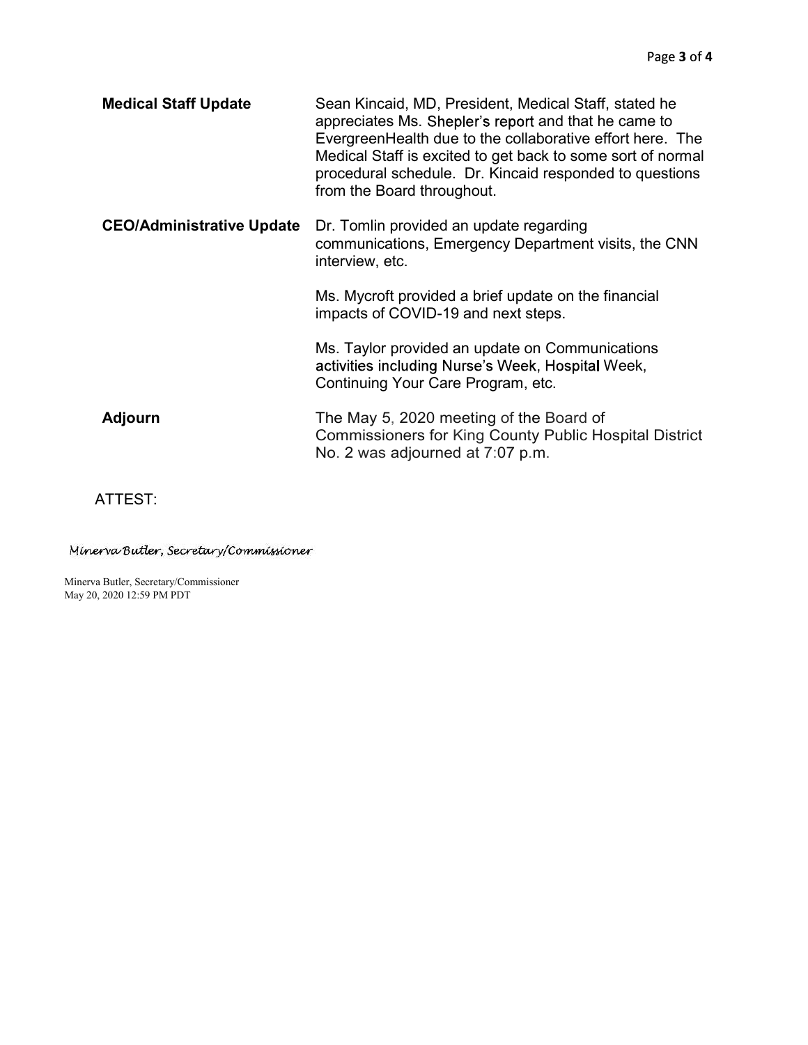**Medical Staff Update**

Sean Kincaid, MD, President, Medical Staff, stated he appreciates Ms. Shepler's report and that he came to EvergreenHealth due to the collaborative effort here. The Medical Staff is excited to get back to some sort of normal procedural schedule. Dr. Kincaid responded to questions from the Board throughout.

**CEO/Administrative Update**

Dr. Tomlin provided an update regarding communications, Emergency Department visits, the CNN interview, etc.

Ms. Mycroft provided a brief update on the financial impacts of COVID-19 and next steps.

Ms. Taylor provided an update on Communications activities including Nurse's Week, Hospital Week, Continuing Your Care Program, etc.

**Adjourn**

The May 5, 2020 meeting of the Board of Commissioners for King County Public Hospital District No. 2 was adjourned at 7:07 p.m.

ATTEST:

*Minerva Butler, Secretary/Commissioner*

Minerva Butler, Secretary/Commissioner
May 20, 2020 12:59 PM PDT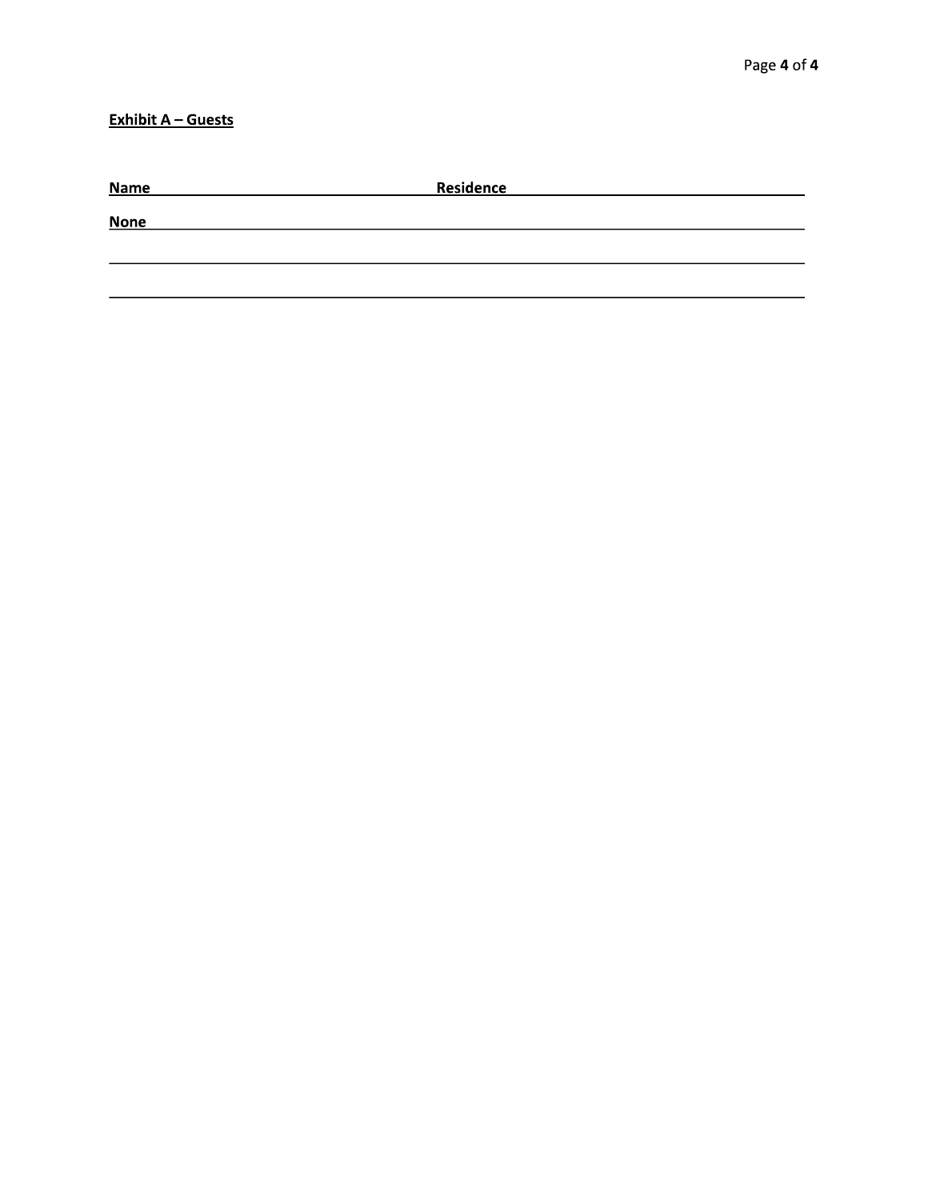**Exhibit A – Guests**

| Name | Residence |
| --- | --- |
| None | |
| | |
| | |